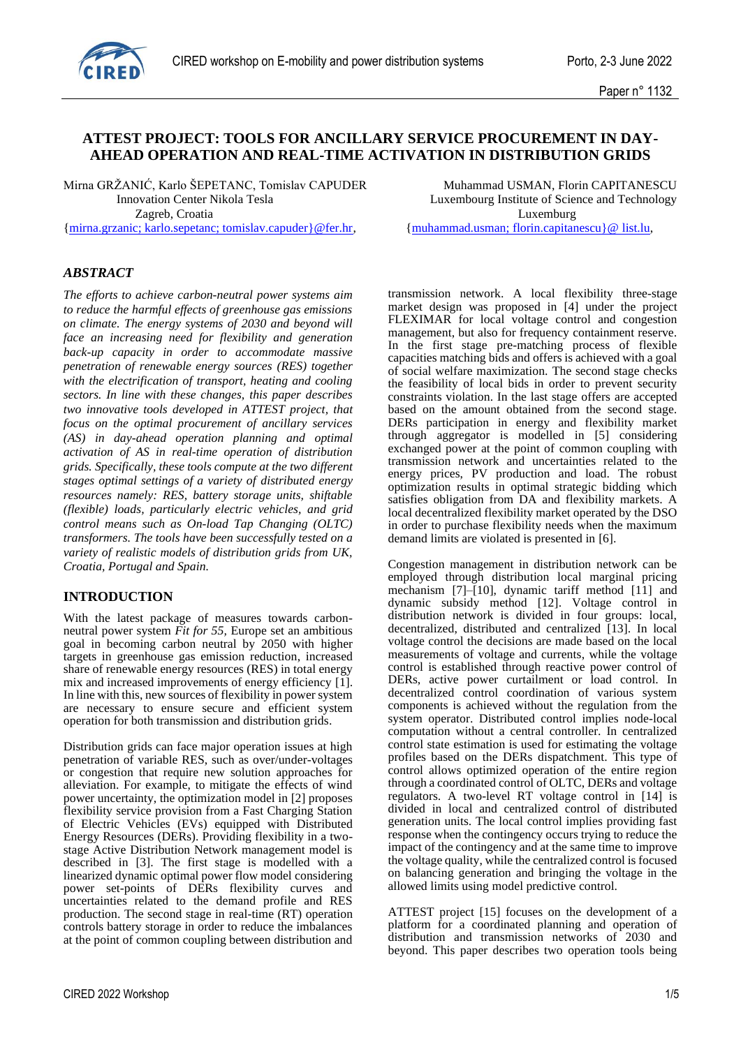# ATTEST PROJECT: TOOLS FOR ANCILLARY SERVICE PROCUREMENT IN DAY-AHEAD OPERATION AND REAL-TIME ACTIVATION IN DISTRIBUTION GRIDS

Mirna GRŽANIĆ, Karlo ŠEPETANC, Tomislav CAPUDER
Innovation Center Nikola Tesla
Zagreb, Croatia
{mirna.grzanic; karlo.sepetanc; tomislav.capuder}@fer.hr,

Muhammad USMAN, Florin CAPITANESCU
Luxembourg Institute of Science and Technology
Luxemburg
{muhammad.usman; florin.capitanescu}@ list.lu,

## *ABSTRACT*

*The efforts to achieve carbon-neutral power systems aim to reduce the harmful effects of greenhouse gas emissions on climate. The energy systems of 2030 and beyond will face an increasing need for flexibility and generation back-up capacity in order to accommodate massive penetration of renewable energy sources (RES) together with the electrification of transport, heating and cooling sectors. In line with these changes, this paper describes two innovative tools developed in ATTEST project, that focus on the optimal procurement of ancillary services (AS) in day-ahead operation planning and optimal activation of AS in real-time operation of distribution grids. Specifically, these tools compute at the two different stages optimal settings of a variety of distributed energy resources namely: RES, battery storage units, shiftable (flexible) loads, particularly electric vehicles, and grid control means such as On-load Tap Changing (OLTC) transformers. The tools have been successfully tested on a variety of realistic models of distribution grids from UK, Croatia, Portugal and Spain.*

## INTRODUCTION

With the latest package of measures towards carbon-neutral power system *Fit for 55*, Europe set an ambitious goal in becoming carbon neutral by 2050 with higher targets in greenhouse gas emission reduction, increased share of renewable energy resources (RES) in total energy mix and increased improvements of energy efficiency [1]. In line with this, new sources of flexibility in power system are necessary to ensure secure and efficient system operation for both transmission and distribution grids.

Distribution grids can face major operation issues at high penetration of variable RES, such as over/under-voltages or congestion that require new solution approaches for alleviation. For example, to mitigate the effects of wind power uncertainty, the optimization model in [2] proposes flexibility service provision from a Fast Charging Station of Electric Vehicles (EVs) equipped with Distributed Energy Resources (DERs). Providing flexibility in a two-stage Active Distribution Network management model is described in [3]. The first stage is modelled with a linearized dynamic optimal power flow model considering power set-points of DERs flexibility curves and uncertainties related to the demand profile and RES production. The second stage in real-time (RT) operation controls battery storage in order to reduce the imbalances at the point of common coupling between distribution and transmission network. A local flexibility three-stage market design was proposed in [4] under the project FLEXIMAR for local voltage control and congestion management, but also for frequency containment reserve. In the first stage pre-matching process of flexible capacities matching bids and offers is achieved with a goal of social welfare maximization. The second stage checks the feasibility of local bids in order to prevent security constraints violation. In the last stage offers are accepted based on the amount obtained from the second stage. DERs participation in energy and flexibility market through aggregator is modelled in [5] considering exchanged power at the point of common coupling with transmission network and uncertainties related to the energy prices, PV production and load. The robust optimization results in optimal strategic bidding which satisfies obligation from DA and flexibility markets. A local decentralized flexibility market operated by the DSO in order to purchase flexibility needs when the maximum demand limits are violated is presented in [6].

Congestion management in distribution network can be employed through distribution local marginal pricing mechanism [7]–[10], dynamic tariff method [11] and dynamic subsidy method [12]. Voltage control in distribution network is divided in four groups: local, decentralized, distributed and centralized [13]. In local voltage control the decisions are made based on the local measurements of voltage and currents, while the voltage control is established through reactive power control of DERs, active power curtailment or load control. In decentralized control coordination of various system components is achieved without the regulation from the system operator. Distributed control implies node-local computation without a central controller. In centralized control state estimation is used for estimating the voltage profiles based on the DERs dispatchment. This type of control allows optimized operation of the entire region through a coordinated control of OLTC, DERs and voltage regulators. A two-level RT voltage control in [14] is divided in local and centralized control of distributed generation units. The local control implies providing fast response when the contingency occurs trying to reduce the impact of the contingency and at the same time to improve the voltage quality, while the centralized control is focused on balancing generation and bringing the voltage in the allowed limits using model predictive control.

ATTEST project [15] focuses on the development of a platform for a coordinated planning and operation of distribution and transmission networks of 2030 and beyond. This paper describes two operation tools being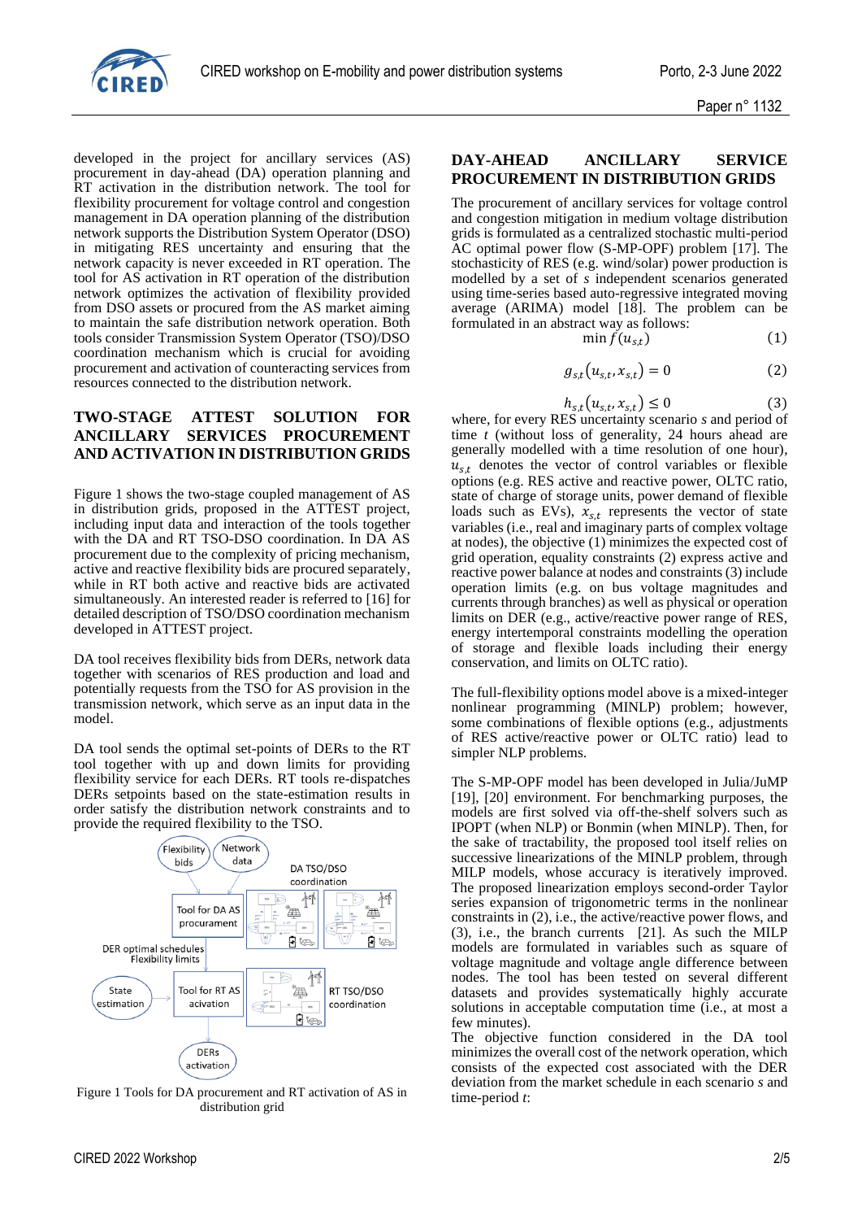developed in the project for ancillary services (AS) procurement in day-ahead (DA) operation planning and RT activation in the distribution network. The tool for flexibility procurement for voltage control and congestion management in DA operation planning of the distribution network supports the Distribution System Operator (DSO) in mitigating RES uncertainty and ensuring that the network capacity is never exceeded in RT operation. The tool for AS activation in RT operation of the distribution network optimizes the activation of flexibility provided from DSO assets or procured from the AS market aiming to maintain the safe distribution network operation. Both tools consider Transmission System Operator (TSO)/DSO coordination mechanism which is crucial for avoiding procurement and activation of counteracting services from resources connected to the distribution network.

## TWO-STAGE ATTEST SOLUTION FOR ANCILLARY SERVICES PROCUREMENT AND ACTIVATION IN DISTRIBUTION GRIDS

Figure 1 shows the two-stage coupled management of AS in distribution grids, proposed in the ATTEST project, including input data and interaction of the tools together with the DA and RT TSO-DSO coordination. In DA AS procurement due to the complexity of pricing mechanism, active and reactive flexibility bids are procured separately, while in RT both active and reactive bids are activated simultaneously. An interested reader is referred to [16] for detailed description of TSO/DSO coordination mechanism developed in ATTEST project.

DA tool receives flexibility bids from DERs, network data together with scenarios of RES production and load and potentially requests from the TSO for AS provision in the transmission network, which serve as an input data in the model.

DA tool sends the optimal set-points of DERs to the RT tool together with up and down limits for providing flexibility service for each DERs. RT tools re-dispatches DERs setpoints based on the state-estimation results in order satisfy the distribution network constraints and to provide the required flexibility to the TSO.

Flexibility bids · Network data · DA TSO/DSO coordination · Tool for DA AS procurement · DER optimal schedules Flexibility limits · State estimation · Tool for RT AS acivation · RT TSO/DSO coordination · DERs activation

Figure 1 Tools for DA procurement and RT activation of AS in distribution grid

## DAY-AHEAD ANCILLARY SERVICE PROCUREMENT IN DISTRIBUTION GRIDS

The procurement of ancillary services for voltage control and congestion mitigation in medium voltage distribution grids is formulated as a centralized stochastic multi-period AC optimal power flow (S-MP-OPF) problem [17]. The stochasticity of RES (e.g. wind/solar) power production is modelled by a set of *s* independent scenarios generated using time-series based auto-regressive integrated moving average (ARIMA) model [18]. The problem can be formulated in an abstract way as follows:

$$\min f(u_{s,t}) \tag{1}$$

$$g_{s,t}(u_{s,t}, x_{s,t}) = 0 \tag{2}$$

$$h_{s,t}(u_{s,t}, x_{s,t}) \leq 0 \tag{3}$$

where, for every RES uncertainty scenario *s* and period of time *t* (without loss of generality, 24 hours ahead are generally modelled with a time resolution of one hour), $u_{s,t}$ denotes the vector of control variables or flexible options (e.g. RES active and reactive power, OLTC ratio, state of charge of storage units, power demand of flexible loads such as EVs), $x_{s,t}$ represents the vector of state variables (i.e., real and imaginary parts of complex voltage at nodes), the objective (1) minimizes the expected cost of grid operation, equality constraints (2) express active and reactive power balance at nodes and constraints (3) include operation limits (e.g. on bus voltage magnitudes and currents through branches) as well as physical or operation limits on DER (e.g., active/reactive power range of RES, energy intertemporal constraints modelling the operation of storage and flexible loads including their energy conservation, and limits on OLTC ratio).

The full-flexibility options model above is a mixed-integer nonlinear programming (MINLP) problem; however, some combinations of flexible options (e.g., adjustments of RES active/reactive power or OLTC ratio) lead to simpler NLP problems.

The S-MP-OPF model has been developed in Julia/JuMP [19], [20] environment. For benchmarking purposes, the models are first solved via off-the-shelf solvers such as IPOPT (when NLP) or Bonmin (when MINLP). Then, for the sake of tractability, the proposed tool itself relies on successive linearizations of the MINLP problem, through MILP models, whose accuracy is iteratively improved. The proposed linearization employs second-order Taylor series expansion of trigonometric terms in the nonlinear constraints in (2), i.e., the active/reactive power flows, and (3), i.e., the branch currents [21]. As such the MILP models are formulated in variables such as square of voltage magnitude and voltage angle difference between nodes. The tool has been tested on several different datasets and provides systematically highly accurate solutions in acceptable computation time (i.e., at most a few minutes).

The objective function considered in the DA tool minimizes the overall cost of the network operation, which consists of the expected cost associated with the DER deviation from the market schedule in each scenario *s* and time-period *t*: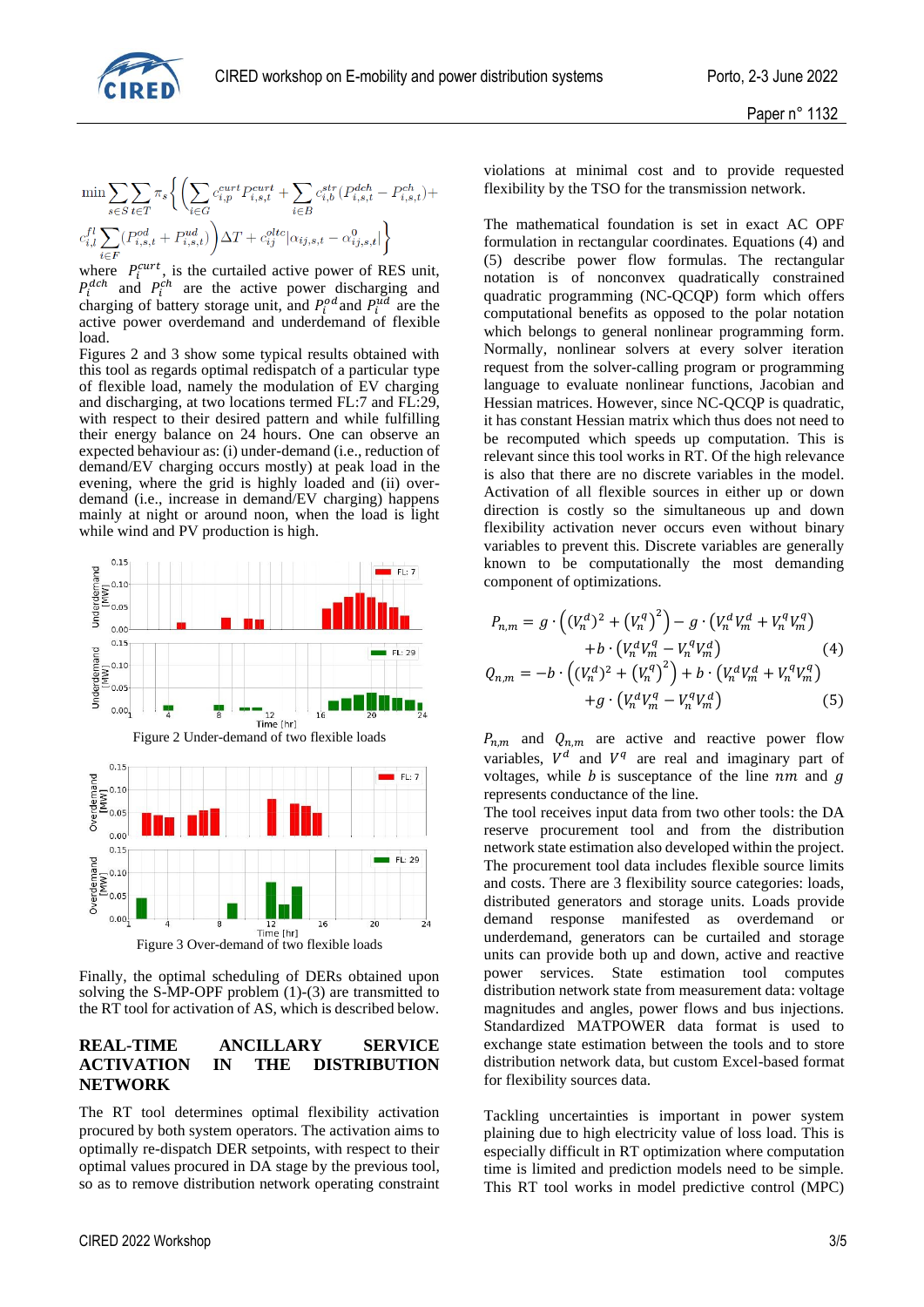$$\min \sum_{s\in S}\sum_{t\in T}\pi_s\Bigg\{\Bigg(\sum_{i\in G}c_{i,p}^{curt}P_{i,s,t}^{curt}+\sum_{i\in B}c_{i,b}^{str}(P_{i,s,t}^{dch}-P_{i,s,t}^{ch})+$$
$$c_{i,l}^{fl}\sum_{i\in F}(P_{i,s,t}^{od}+P_{i,s,t}^{ud})\Bigg)\Delta T+c_{ij}^{oltc}|\alpha_{ij,s,t}-\alpha_{ij,s,t}^{0}|\Bigg\}$$

where $P_i^{curt}$, is the curtailed active power of RES unit, $P_i^{dch}$ and $P_i^{ch}$ are the active power discharging and charging of battery storage unit, and $P_i^{od}$ and $P_i^{ud}$ are the active power overdemand and underdemand of flexible load.

Figures 2 and 3 show some typical results obtained with this tool as regards optimal redispatch of a particular type of flexible load, namely the modulation of EV charging and discharging, at two locations termed FL:7 and FL:29, with respect to their desired pattern and while fulfilling their energy balance on 24 hours. One can observe an expected behaviour as: (i) under-demand (i.e., reduction of demand/EV charging occurs mostly) at peak load in the evening, where the grid is highly loaded and (ii) over-demand (i.e., increase in demand/EV charging) happens mainly at night or around noon, when the load is light while wind and PV production is high.

Figure 2 Under-demand of two flexible loads

Figure 3 Over-demand of two flexible loads

Finally, the optimal scheduling of DERs obtained upon solving the S-MP-OPF problem (1)-(3) are transmitted to the RT tool for activation of AS, which is described below.

## REAL-TIME ANCILLARY SERVICE ACTIVATION IN THE DISTRIBUTION NETWORK

The RT tool determines optimal flexibility activation procured by both system operators. The activation aims to optimally re-dispatch DER setpoints, with respect to their optimal values procured in DA stage by the previous tool, so as to remove distribution network operating constraint violations at minimal cost and to provide requested flexibility by the TSO for the transmission network.

The mathematical foundation is set in exact AC OPF formulation in rectangular coordinates. Equations (4) and (5) describe power flow formulas. The rectangular notation is of nonconvex quadratically constrained quadratic programming (NC-QCQP) form which offers computational benefits as opposed to the polar notation which belongs to general nonlinear programming form. Normally, nonlinear solvers at every solver iteration request from the solver-calling program or programming language to evaluate nonlinear functions, Jacobian and Hessian matrices. However, since NC-QCQP is quadratic, it has constant Hessian matrix which thus does not need to be recomputed which speeds up computation. This is relevant since this tool works in RT. Of the high relevance is also that there are no discrete variables in the model. Activation of all flexible sources in either up or down direction is costly so the simultaneous up and down flexibility activation never occurs even without binary variables to prevent this. Discrete variables are generally known to be computationally the most demanding component of optimizations.

$$P_{n,m}=g\cdot\left((V_n^d)^2+(V_n^q)^2\right)-g\cdot\left(V_n^dV_m^d+V_n^qV_m^q\right)$$
$$+b\cdot\left(V_n^dV_m^q-V_n^qV_m^d\right) \quad (4)$$
$$Q_{n,m}=-b\cdot\left((V_n^d)^2+(V_n^q)^2\right)+b\cdot\left(V_n^dV_m^d+V_n^qV_m^q\right)$$
$$+g\cdot\left(V_n^dV_m^q-V_n^qV_m^d\right) \quad (5)$$

$P_{n,m}$ and $Q_{n,m}$ are active and reactive power flow variables, $V^d$ and $V^q$ are real and imaginary part of voltages, while $b$ is susceptance of the line $nm$ and $g$ represents conductance of the line.

The tool receives input data from two other tools: the DA reserve procurement tool and from the distribution network state estimation also developed within the project. The procurement tool data includes flexible source limits and costs. There are 3 flexibility source categories: loads, distributed generators and storage units. Loads provide demand response manifested as overdemand or underdemand, generators can be curtailed and storage units can provide both up and down, active and reactive power services. State estimation tool computes distribution network state from measurement data: voltage magnitudes and angles, power flows and bus injections. Standardized MATPOWER data format is used to exchange state estimation between the tools and to store distribution network data, but custom Excel-based format for flexibility sources data.

Tackling uncertainties is important in power system plaining due to high electricity value of loss load. This is especially difficult in RT optimization where computation time is limited and prediction models need to be simple. This RT tool works in model predictive control (MPC)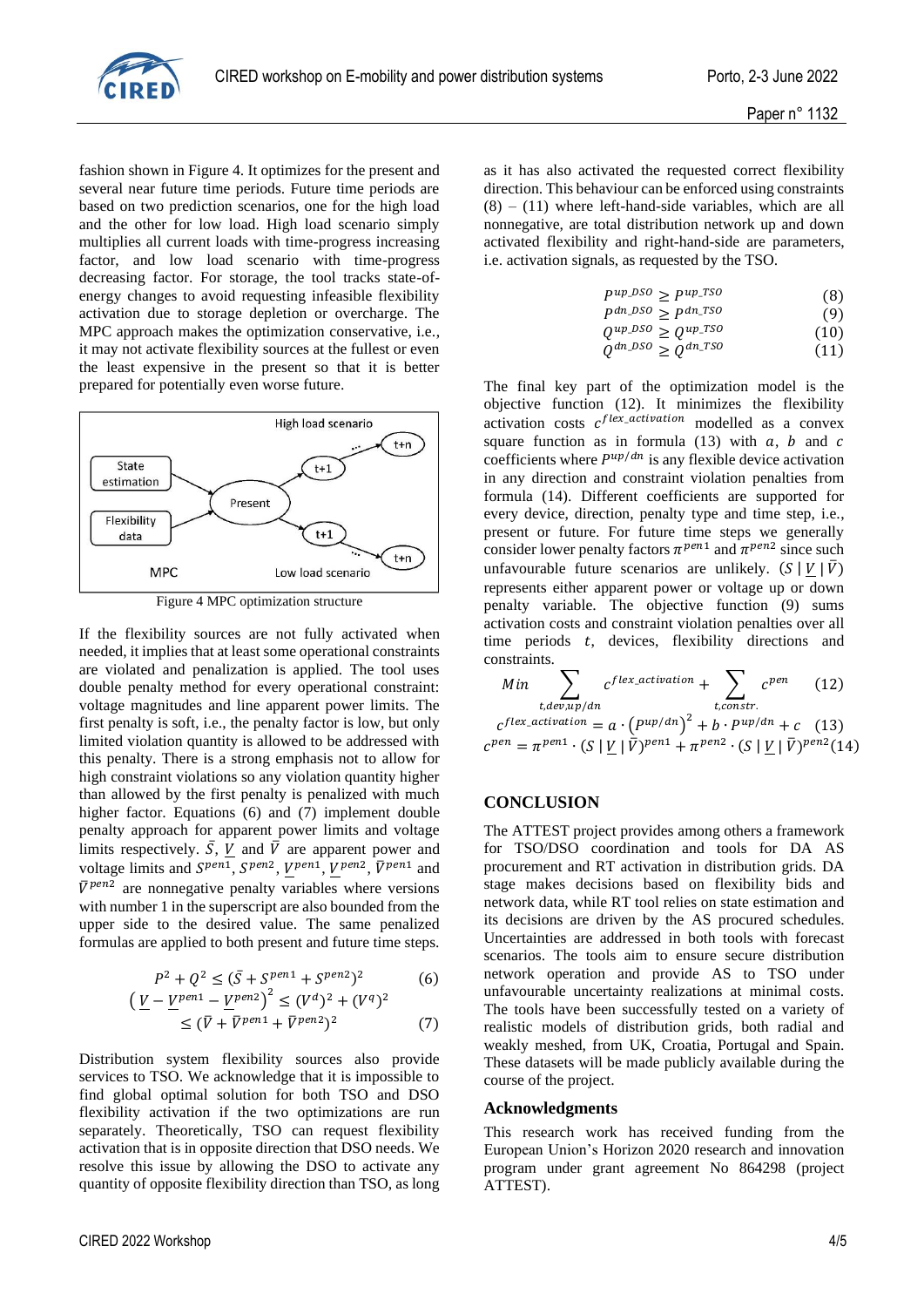fashion shown in Figure 4. It optimizes for the present and several near future time periods. Future time periods are based on two prediction scenarios, one for the high load and the other for low load. High load scenario simply multiplies all current loads with time-progress increasing factor, and low load scenario with time-progress decreasing factor. For storage, the tool tracks state-of-energy changes to avoid requesting infeasible flexibility activation due to storage depletion or overcharge. The MPC approach makes the optimization conservative, i.e., it may not activate flexibility sources at the fullest or even the least expensive in the present so that it is better prepared for potentially even worse future.

Figure 4 MPC optimization structure

If the flexibility sources are not fully activated when needed, it implies that at least some operational constraints are violated and penalization is applied. The tool uses double penalty method for every operational constraint: voltage magnitudes and line apparent power limits. The first penalty is soft, i.e., the penalty factor is low, but only limited violation quantity is allowed to be addressed with this penalty. There is a strong emphasis not to allow for high constraint violations so any violation quantity higher than allowed by the first penalty is penalized with much higher factor. Equations (6) and (7) implement double penalty approach for apparent power limits and voltage limits respectively. $\bar{S}$, $\underline{V}$ and $\bar{V}$ are apparent power and voltage limits and $S^{pen1}$, $S^{pen2}$, $\underline{V}^{pen1}$, $\underline{V}^{pen2}$, $\bar{V}^{pen1}$ and $\bar{V}^{pen2}$ are nonnegative penalty variables where versions with number 1 in the superscript are also bounded from the upper side to the desired value. The same penalized formulas are applied to both present and future time steps.

$$P^2 + Q^2 \leq (\bar{S} + S^{pen1} + S^{pen2})^2 \tag{6}$$

$$\left(\underline{V} - \underline{V}^{pen1} - \underline{V}^{pen2}\right)^2 \leq (V^d)^2 + (V^q)^2 \leq (\bar{V} + \bar{V}^{pen1} + \bar{V}^{pen2})^2 \tag{7}$$

Distribution system flexibility sources also provide services to TSO. We acknowledge that it is impossible to find global optimal solution for both TSO and DSO flexibility activation if the two optimizations are run separately. Theoretically, TSO can request flexibility activation that is in opposite direction that DSO needs. We resolve this issue by allowing the DSO to activate any quantity of opposite flexibility direction than TSO, as long as it has also activated the requested correct flexibility direction. This behaviour can be enforced using constraints (8) – (11) where left-hand-side variables, which are all nonnegative, are total distribution network up and down activated flexibility and right-hand-side are parameters, i.e. activation signals, as requested by the TSO.

$$P^{up\_DSO} \geq P^{up\_TSO} \tag{8}$$

$$P^{dn\_DSO} \geq P^{dn\_TSO} \tag{9}$$

$$Q^{up\_DSO} \geq Q^{up\_TSO} \tag{10}$$

$$Q^{dn\_DSO} \geq Q^{dn\_TSO} \tag{11}$$

The final key part of the optimization model is the objective function (12). It minimizes the flexibility activation costs $c^{flex\_activation}$ modelled as a convex square function as in formula (13) with $a$, $b$ and $c$ coefficients where $P^{up/dn}$ is any flexible device activation in any direction and constraint violation penalties from formula (14). Different coefficients are supported for every device, direction, penalty type and time step, i.e., present or future. For future time steps we generally consider lower penalty factors $\pi^{pen1}$ and $\pi^{pen2}$ since such unfavourable future scenarios are unlikely. $(S \mid \underline{V} \mid \bar{V})$ represents either apparent power or voltage up or down penalty variable. The objective function (9) sums activation costs and constraint violation penalties over all time periods $t$, devices, flexibility directions and constraints.

$$Min \sum_{t,dev,up/dn} c^{flex\_activation} + \sum_{t,constr.} c^{pen} \tag{12}$$

$$c^{flex\_activation} = a \cdot \left(P^{up/dn}\right)^2 + b \cdot P^{up/dn} + c \tag{13}$$

$$c^{pen} = \pi^{pen1} \cdot (S \mid \underline{V} \mid \bar{V})^{pen1} + \pi^{pen2} \cdot (S \mid \underline{V} \mid \bar{V})^{pen2} \tag{14}$$

## CONCLUSION

The ATTEST project provides among others a framework for TSO/DSO coordination and tools for DA AS procurement and RT activation in distribution grids. DA stage makes decisions based on flexibility bids and network data, while RT tool relies on state estimation and its decisions are driven by the AS procured schedules. Uncertainties are addressed in both tools with forecast scenarios. The tools aim to ensure secure distribution network operation and provide AS to TSO under unfavourable uncertainty realizations at minimal costs. The tools have been successfully tested on a variety of realistic models of distribution grids, both radial and weakly meshed, from UK, Croatia, Portugal and Spain. These datasets will be made publicly available during the course of the project.

### Acknowledgments

This research work has received funding from the European Union's Horizon 2020 research and innovation program under grant agreement No 864298 (project ATTEST).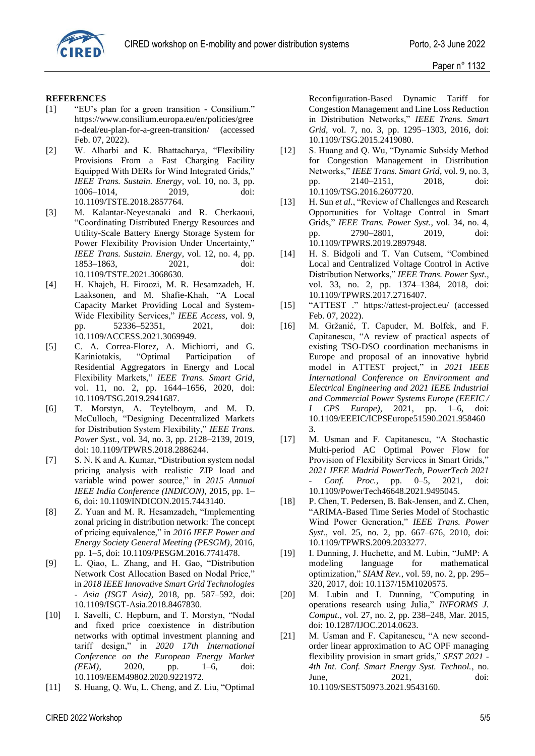**REFERENCES**

[1] "EU's plan for a green transition - Consilium." https://www.consilium.europa.eu/en/policies/green-deal/eu-plan-for-a-green-transition/ (accessed Feb. 07, 2022).

[2] W. Alharbi and K. Bhattacharya, "Flexibility Provisions From a Fast Charging Facility Equipped With DERs for Wind Integrated Grids," *IEEE Trans. Sustain. Energy*, vol. 10, no. 3, pp. 1006–1014, 2019, doi: 10.1109/TSTE.2018.2857764.

[3] M. Kalantar-Neyestanaki and R. Cherkaoui, "Coordinating Distributed Energy Resources and Utility-Scale Battery Energy Storage System for Power Flexibility Provision Under Uncertainty," *IEEE Trans. Sustain. Energy*, vol. 12, no. 4, pp. 1853–1863, 2021, doi: 10.1109/TSTE.2021.3068630.

[4] H. Khajeh, H. Firoozi, M. R. Hesamzadeh, H. Laaksonen, and M. Shafie-Khah, "A Local Capacity Market Providing Local and System-Wide Flexibility Services," *IEEE Access*, vol. 9, pp. 52336–52351, 2021, doi: 10.1109/ACCESS.2021.3069949.

[5] C. A. Correa-Florez, A. Michiorri, and G. Kariniotakis, "Optimal Participation of Residential Aggregators in Energy and Local Flexibility Markets," *IEEE Trans. Smart Grid*, vol. 11, no. 2, pp. 1644–1656, 2020, doi: 10.1109/TSG.2019.2941687.

[6] T. Morstyn, A. Teytelboym, and M. D. McCulloch, "Designing Decentralized Markets for Distribution System Flexibility," *IEEE Trans. Power Syst.*, vol. 34, no. 3, pp. 2128–2139, 2019, doi: 10.1109/TPWRS.2018.2886244.

[7] S. N. K and A. Kumar, "Distribution system nodal pricing analysis with realistic ZIP load and variable wind power source," in *2015 Annual IEEE India Conference (INDICON)*, 2015, pp. 1–6, doi: 10.1109/INDICON.2015.7443140.

[8] Z. Yuan and M. R. Hesamzadeh, "Implementing zonal pricing in distribution network: The concept of pricing equivalence," in *2016 IEEE Power and Energy Society General Meeting (PESGM)*, 2016, pp. 1–5, doi: 10.1109/PESGM.2016.7741478.

[9] L. Qiao, L. Zhang, and H. Gao, "Distribution Network Cost Allocation Based on Nodal Price," in *2018 IEEE Innovative Smart Grid Technologies - Asia (ISGT Asia)*, 2018, pp. 587–592, doi: 10.1109/ISGT-Asia.2018.8467830.

[10] I. Savelli, C. Hepburn, and T. Morstyn, "Nodal and fixed price coexistence in distribution networks with optimal investment planning and tariff design," in *2020 17th International Conference on the European Energy Market (EEM)*, 2020, pp. 1–6, doi: 10.1109/EEM49802.2020.9221972.

[11] S. Huang, Q. Wu, L. Cheng, and Z. Liu, "Optimal Reconfiguration-Based Dynamic Tariff for Congestion Management and Line Loss Reduction in Distribution Networks," *IEEE Trans. Smart Grid*, vol. 7, no. 3, pp. 1295–1303, 2016, doi: 10.1109/TSG.2015.2419080.

[12] S. Huang and Q. Wu, "Dynamic Subsidy Method for Congestion Management in Distribution Networks," *IEEE Trans. Smart Grid*, vol. 9, no. 3, pp. 2140–2151, 2018, doi: 10.1109/TSG.2016.2607720.

[13] H. Sun *et al.*, "Review of Challenges and Research Opportunities for Voltage Control in Smart Grids," *IEEE Trans. Power Syst.*, vol. 34, no. 4, pp. 2790–2801, 2019, doi: 10.1109/TPWRS.2019.2897948.

[14] H. S. Bidgoli and T. Van Cutsem, "Combined Local and Centralized Voltage Control in Active Distribution Networks," *IEEE Trans. Power Syst.*, vol. 33, no. 2, pp. 1374–1384, 2018, doi: 10.1109/TPWRS.2017.2716407.

[15] "ATTEST ." https://attest-project.eu/ (accessed Feb. 07, 2022).

[16] M. Gržanić, T. Capuder, M. Bolfek, and F. Capitanescu, "A review of practical aspects of existing TSO-DSO coordination mechanisms in Europe and proposal of an innovative hybrid model in ATTEST project," in *2021 IEEE International Conference on Environment and Electrical Engineering and 2021 IEEE Industrial and Commercial Power Systems Europe (EEEIC / I CPS Europe)*, 2021, pp. 1–6, doi: 10.1109/EEEIC/ICPSEurope51590.2021.9584603.

[17] M. Usman and F. Capitanescu, "A Stochastic Multi-period AC Optimal Power Flow for Provision of Flexibility Services in Smart Grids," *2021 IEEE Madrid PowerTech, PowerTech 2021 - Conf. Proc.*, pp. 0–5, 2021, doi: 10.1109/PowerTech46648.2021.9495045.

[18] P. Chen, T. Pedersen, B. Bak-Jensen, and Z. Chen, "ARIMA-Based Time Series Model of Stochastic Wind Power Generation," *IEEE Trans. Power Syst.*, vol. 25, no. 2, pp. 667–676, 2010, doi: 10.1109/TPWRS.2009.2033277.

[19] I. Dunning, J. Huchette, and M. Lubin, "JuMP: A modeling language for mathematical optimization," *SIAM Rev.*, vol. 59, no. 2, pp. 295–320, 2017, doi: 10.1137/15M1020575.

[20] M. Lubin and I. Dunning, "Computing in operations research using Julia," *INFORMS J. Comput.*, vol. 27, no. 2, pp. 238–248, Mar. 2015, doi: 10.1287/IJOC.2014.0623.

[21] M. Usman and F. Capitanescu, "A new second-order linear approximation to AC OPF managing flexibility provision in smart grids," *SEST 2021 - 4th Int. Conf. Smart Energy Syst. Technol.*, no. June, 2021, doi: 10.1109/SEST50973.2021.9543160.